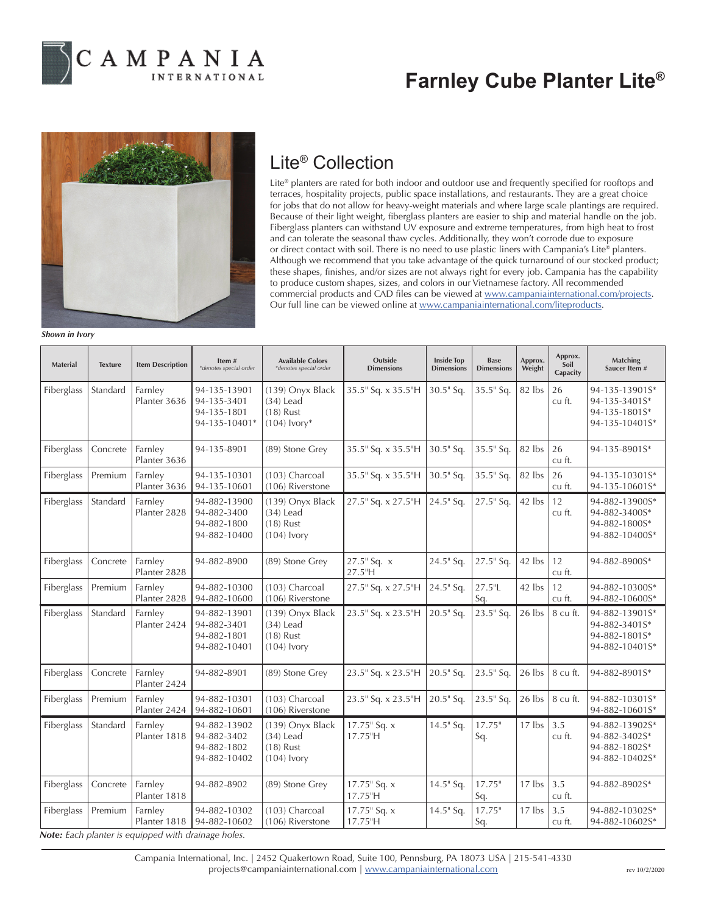# Farnley Cube Planter Lite®

*Shown in Ivory*

## Lite® Collection

Lite® planters are rated for both indoor and outdoor use and frequently specified for rooftops and terraces, hospitality projects, public space installations, and restaurants. They are a great choice for jobs that do not allow for heavy-weight materials and where large scale plantings are required. Because of their light weight, fiberglass planters are easier to ship and material handle on the job. Fiberglass planters can withstand UV exposure and extreme temperatures, from high heat to frost and can tolerate the seasonal thaw cycles. Additionally, they won't corrode due to exposure or direct contact with soil. There is no need to use plastic liners with Campania's Lite® planters. Although we recommend that you take advantage of the quick turnaround of our stocked product; these shapes, finishes, and/or sizes are not always right for every job. Campania has the capability to produce custom shapes, sizes, and colors in our Vietnamese factory. All recommended commercial products and CAD files can be viewed at www.campaniainternational.com/projects. Our full line can be viewed online at www.campaniainternational.com/liteproducts.

| Material | Texture | Item Description | Item # *denotes special order | Available Colors *denotes special order | Outside Dimensions | Inside Top Dimensions | Base Dimensions | Approx. Weight | Approx. Soil Capacity | Matching Saucer Item # |
|---|---|---|---|---|---|---|---|---|---|---|
| Fiberglass | Standard | Farnley Planter 3636 | 94-135-13901<br>94-135-3401<br>94-135-1801<br>94-135-10401* | (139) Onyx Black<br>(34) Lead<br>(18) Rust<br>(104) Ivory* | 35.5" Sq. x 35.5"H | 30.5" Sq. | 35.5" Sq. | 82 lbs | 26 cu ft. | 94-135-13901S*<br>94-135-3401S*<br>94-135-1801S*<br>94-135-10401S* |
| Fiberglass | Concrete | Farnley Planter 3636 | 94-135-8901 | (89) Stone Grey | 35.5" Sq. x 35.5"H | 30.5" Sq. | 35.5" Sq. | 82 lbs | 26 cu ft. | 94-135-8901S* |
| Fiberglass | Premium | Farnley Planter 3636 | 94-135-10301<br>94-135-10601 | (103) Charcoal<br>(106) Riverstone | 35.5" Sq. x 35.5"H | 30.5" Sq. | 35.5" Sq. | 82 lbs | 26 cu ft. | 94-135-10301S*<br>94-135-10601S* |
| Fiberglass | Standard | Farnley Planter 2828 | 94-882-13900<br>94-882-3400<br>94-882-1800<br>94-882-10400 | (139) Onyx Black<br>(34) Lead<br>(18) Rust<br>(104) Ivory | 27.5" Sq. x 27.5"H | 24.5" Sq. | 27.5" Sq. | 42 lbs | 12 cu ft. | 94-882-13900S*<br>94-882-3400S*<br>94-882-1800S*<br>94-882-10400S* |
| Fiberglass | Concrete | Farnley Planter 2828 | 94-882-8900 | (89) Stone Grey | 27.5" Sq. x 27.5"H | 24.5" Sq. | 27.5" Sq. | 42 lbs | 12 cu ft. | 94-882-8900S* |
| Fiberglass | Premium | Farnley Planter 2828 | 94-882-10300<br>94-882-10600 | (103) Charcoal<br>(106) Riverstone | 27.5" Sq. x 27.5"H | 24.5" Sq. | 27.5"L Sq. | 42 lbs | 12 cu ft. | 94-882-10300S*<br>94-882-10600S* |
| Fiberglass | Standard | Farnley Planter 2424 | 94-882-13901<br>94-882-3401<br>94-882-1801<br>94-882-10401 | (139) Onyx Black<br>(34) Lead<br>(18) Rust<br>(104) Ivory | 23.5" Sq. x 23.5"H | 20.5" Sq. | 23.5" Sq. | 26 lbs | 8 cu ft. | 94-882-13901S*<br>94-882-3401S*<br>94-882-1801S*<br>94-882-10401S* |
| Fiberglass | Concrete | Farnley Planter 2424 | 94-882-8901 | (89) Stone Grey | 23.5" Sq. x 23.5"H | 20.5" Sq. | 23.5" Sq. | 26 lbs | 8 cu ft. | 94-882-8901S* |
| Fiberglass | Premium | Farnley Planter 2424 | 94-882-10301<br>94-882-10601 | (103) Charcoal<br>(106) Riverstone | 23.5" Sq. x 23.5"H | 20.5" Sq. | 23.5" Sq. | 26 lbs | 8 cu ft. | 94-882-10301S*<br>94-882-10601S* |
| Fiberglass | Standard | Farnley Planter 1818 | 94-882-13902<br>94-882-3402<br>94-882-1802<br>94-882-10402 | (139) Onyx Black<br>(34) Lead<br>(18) Rust<br>(104) Ivory | 17.75" Sq. x 17.75"H | 14.5" Sq. | 17.75" Sq. | 17 lbs | 3.5 cu ft. | 94-882-13902S*<br>94-882-3402S*<br>94-882-1802S*<br>94-882-10402S* |
| Fiberglass | Concrete | Farnley Planter 1818 | 94-882-8902 | (89) Stone Grey | 17.75" Sq. x 17.75"H | 14.5" Sq. | 17.75" Sq. | 17 lbs | 3.5 cu ft. | 94-882-8902S* |
| Fiberglass | Premium | Farnley Planter 1818 | 94-882-10302<br>94-882-10602 | (103) Charcoal<br>(106) Riverstone | 17.75" Sq. x 17.75"H | 14.5" Sq. | 17.75" Sq. | 17 lbs | 3.5 cu ft. | 94-882-10302S*<br>94-882-10602S* |

***Note:** Each planter is equipped with drainage holes.*

Campania International, Inc. | 2452 Quakertown Road, Suite 100, Pennsburg, PA 18073 USA | 215-541-4330
projects@campaniainternational.com | www.campaniainternational.com

rev 10/2/2020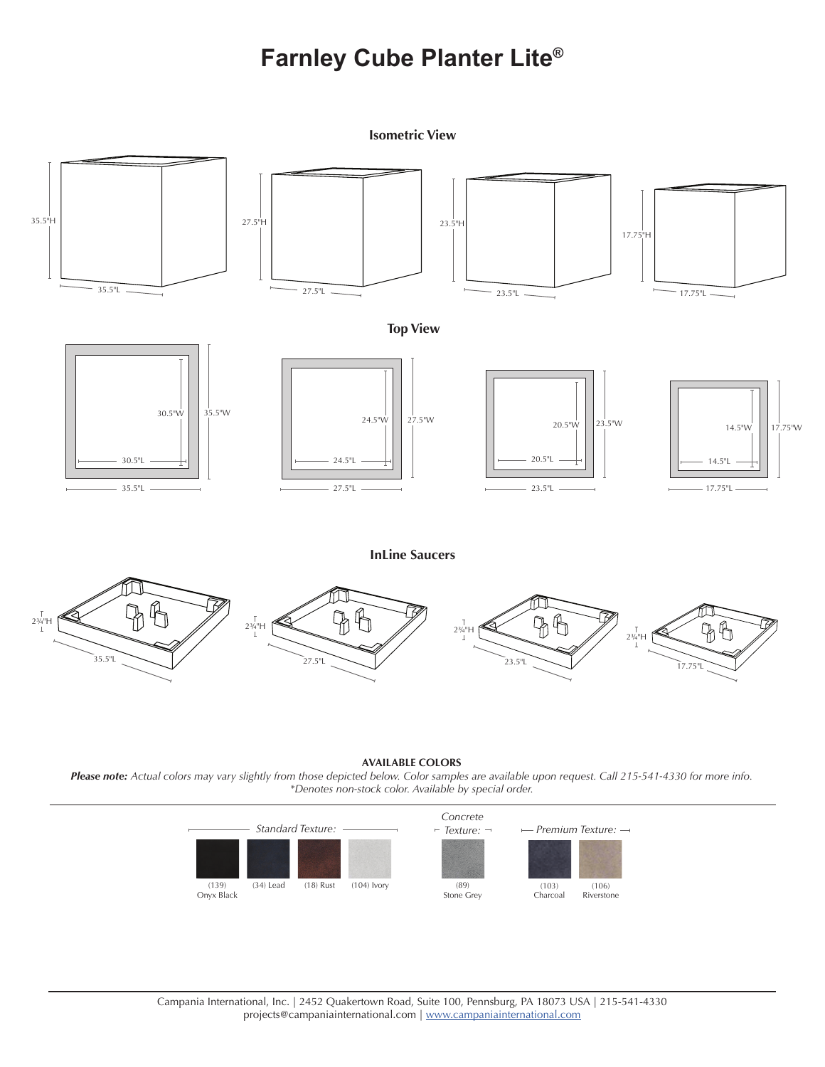# Farnley Cube Planter Lite®

## Isometric View

35.5"H
35.5"L

27.5"H
27.5"L

23.5"H
23.5"L

17.75"H
17.75"L

## Top View

30.5"W
35.5"W
30.5"L
35.5"L

24.5"W
27.5"W
24.5"L
27.5"L

20.5"W
23.5"W
20.5"L
23.5"L

14.5"W
17.75"W
14.5"L
17.75"L

## InLine Saucers

2¾"H
35.5"L

2¾"H
27.5"L

2¾"H
23.5"L

2¾"H
17.75"L

**AVAILABLE COLORS**

***Please note:*** *Actual colors may vary slightly from those depicted below. Color samples are available upon request. Call 215-541-4330 for more info.*
*\*Denotes non-stock color. Available by special order.*

*Standard Texture:*
- (139) Onyx Black
- (34) Lead
- (18) Rust
- (104) Ivory

*Concrete Texture:*
- (89) Stone Grey

*Premium Texture:*
- (103) Charcoal
- (106) Riverstone

Campania International, Inc. | 2452 Quakertown Road, Suite 100, Pennsburg, PA 18073 USA | 215-541-4330
projects@campaniainternational.com | www.campaniainternational.com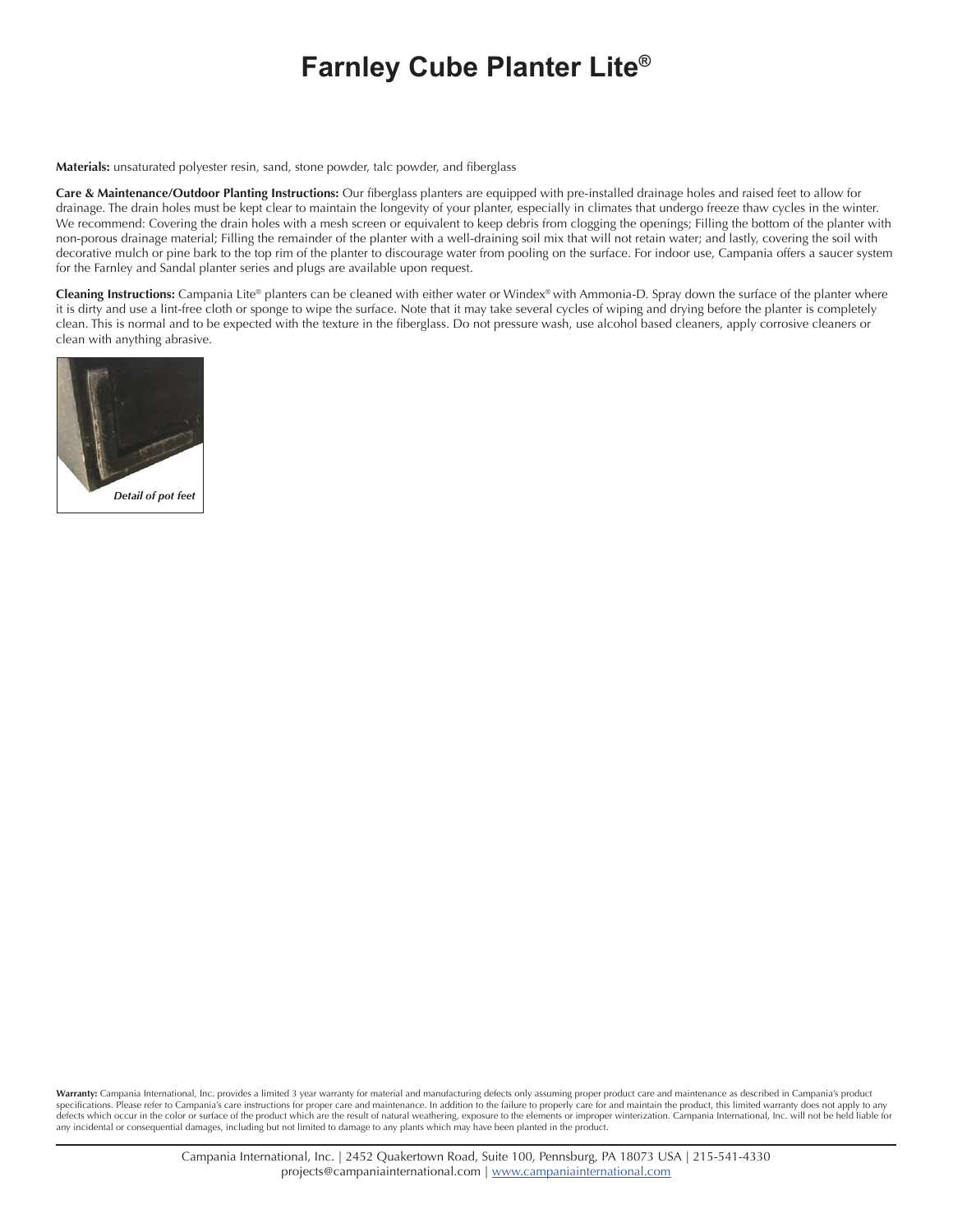# Farnley Cube Planter Lite®

**Materials:** unsaturated polyester resin, sand, stone powder, talc powder, and fiberglass

**Care & Maintenance/Outdoor Planting Instructions:** Our fiberglass planters are equipped with pre-installed drainage holes and raised feet to allow for drainage. The drain holes must be kept clear to maintain the longevity of your planter, especially in climates that undergo freeze thaw cycles in the winter. We recommend: Covering the drain holes with a mesh screen or equivalent to keep debris from clogging the openings; Filling the bottom of the planter with non-porous drainage material; Filling the remainder of the planter with a well-draining soil mix that will not retain water; and lastly, covering the soil with decorative mulch or pine bark to the top rim of the planter to discourage water from pooling on the surface. For indoor use, Campania offers a saucer system for the Farnley and Sandal planter series and plugs are available upon request.

**Cleaning Instructions:** Campania Lite® planters can be cleaned with either water or Windex® with Ammonia-D. Spray down the surface of the planter where it is dirty and use a lint-free cloth or sponge to wipe the surface. Note that it may take several cycles of wiping and drying before the planter is completely clean. This is normal and to be expected with the texture in the fiberglass. Do not pressure wash, use alcohol based cleaners, apply corrosive cleaners or clean with anything abrasive.

***Detail of pot feet***

**Warranty:** Campania International, Inc. provides a limited 3 year warranty for material and manufacturing defects only assuming proper product care and maintenance as described in Campania's product specifications. Please refer to Campania's care instructions for proper care and maintenance. In addition to the failure to properly care for and maintain the product, this limited warranty does not apply to any defects which occur in the color or surface of the product which are the result of natural weathering, exposure to the elements or improper winterization. Campania International, Inc. will not be held liable for any incidental or consequential damages, including but not limited to damage to any plants which may have been planted in the product.

Campania International, Inc. | 2452 Quakertown Road, Suite 100, Pennsburg, PA 18073 USA | 215-541-4330
projects@campaniainternational.com | www.campaniainternational.com